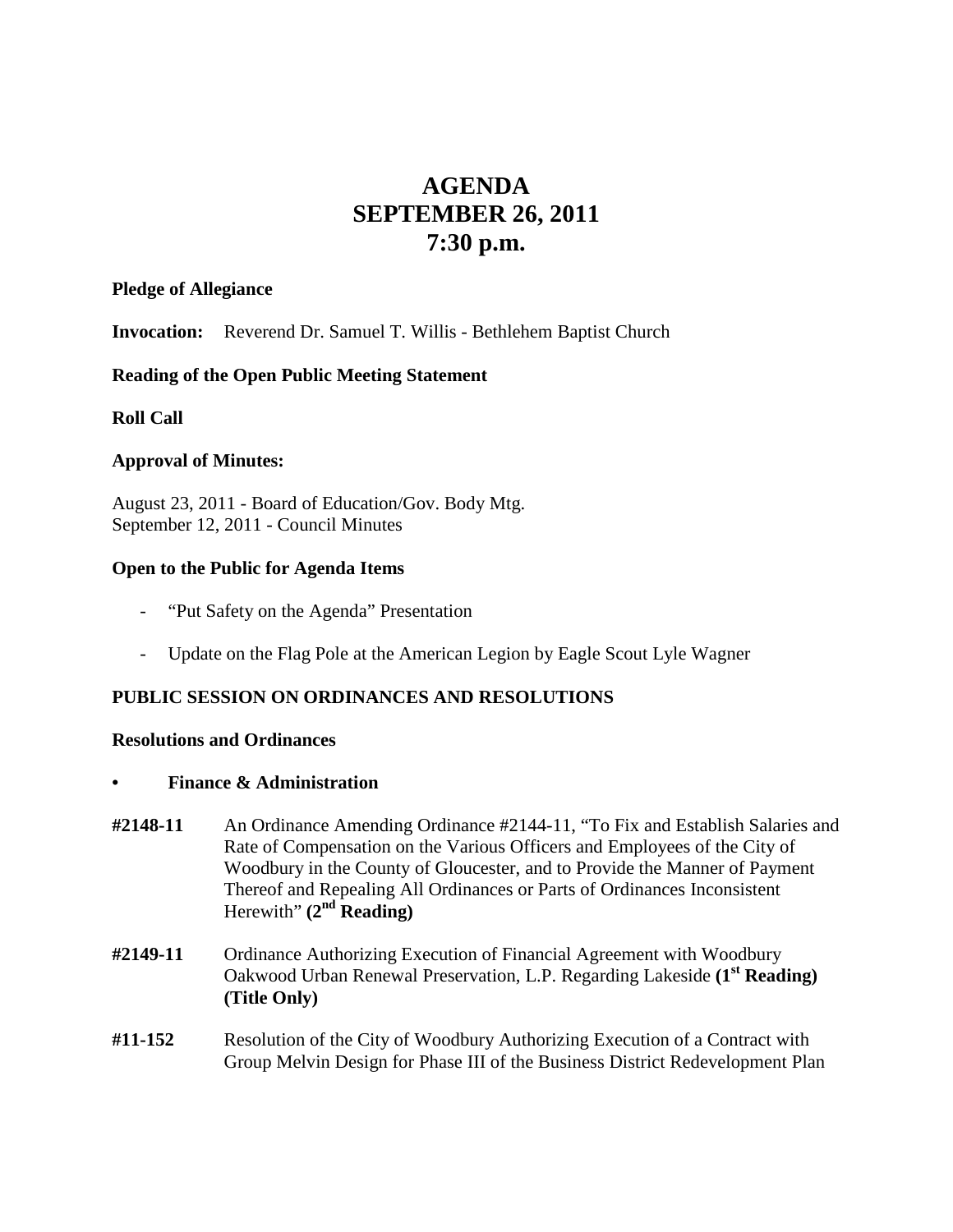# AGENDA
# SEPTEMBER 26, 2011
# 7:30 p.m.

**Pledge of Allegiance**

**Invocation:** Reverend Dr. Samuel T. Willis - Bethlehem Baptist Church

**Reading of the Open Public Meeting Statement**

**Roll Call**

**Approval of Minutes:**

August 23, 2011 - Board of Education/Gov. Body Mtg.
September 12, 2011 - Council Minutes

**Open to the Public for Agenda Items**

- "Put Safety on the Agenda" Presentation
- Update on the Flag Pole at the American Legion by Eagle Scout Lyle Wagner

**PUBLIC SESSION ON ORDINANCES AND RESOLUTIONS**

**Resolutions and Ordinances**

- **Finance & Administration**

**#2148-11** An Ordinance Amending Ordinance #2144-11, "To Fix and Establish Salaries and Rate of Compensation on the Various Officers and Employees of the City of Woodbury in the County of Gloucester, and to Provide the Manner of Payment Thereof and Repealing All Ordinances or Parts of Ordinances Inconsistent Herewith" **(2nd Reading)**

**#2149-11** Ordinance Authorizing Execution of Financial Agreement with Woodbury Oakwood Urban Renewal Preservation, L.P. Regarding Lakeside **(1st Reading) (Title Only)**

**#11-152** Resolution of the City of Woodbury Authorizing Execution of a Contract with Group Melvin Design for Phase III of the Business District Redevelopment Plan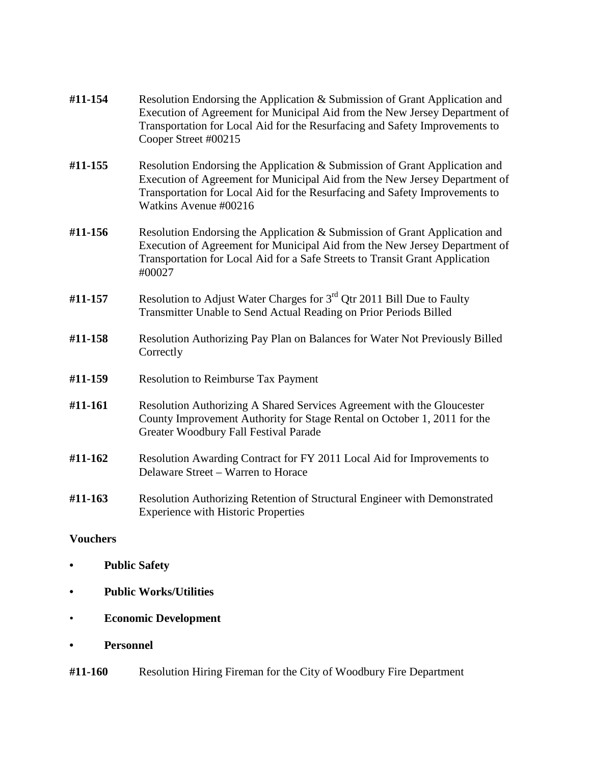**#11-154** Resolution Endorsing the Application & Submission of Grant Application and Execution of Agreement for Municipal Aid from the New Jersey Department of Transportation for Local Aid for the Resurfacing and Safety Improvements to Cooper Street #00215

**#11-155** Resolution Endorsing the Application & Submission of Grant Application and Execution of Agreement for Municipal Aid from the New Jersey Department of Transportation for Local Aid for the Resurfacing and Safety Improvements to Watkins Avenue #00216

**#11-156** Resolution Endorsing the Application & Submission of Grant Application and Execution of Agreement for Municipal Aid from the New Jersey Department of Transportation for Local Aid for a Safe Streets to Transit Grant Application #00027

**#11-157** Resolution to Adjust Water Charges for 3rd Qtr 2011 Bill Due to Faulty Transmitter Unable to Send Actual Reading on Prior Periods Billed

**#11-158** Resolution Authorizing Pay Plan on Balances for Water Not Previously Billed Correctly

**#11-159** Resolution to Reimburse Tax Payment

**#11-161** Resolution Authorizing A Shared Services Agreement with the Gloucester County Improvement Authority for Stage Rental on October 1, 2011 for the Greater Woodbury Fall Festival Parade

**#11-162** Resolution Awarding Contract for FY 2011 Local Aid for Improvements to Delaware Street – Warren to Horace

**#11-163** Resolution Authorizing Retention of Structural Engineer with Demonstrated Experience with Historic Properties

**Vouchers**

- **Public Safety**
- **Public Works/Utilities**
- **Economic Development**
- **Personnel**

**#11-160** Resolution Hiring Fireman for the City of Woodbury Fire Department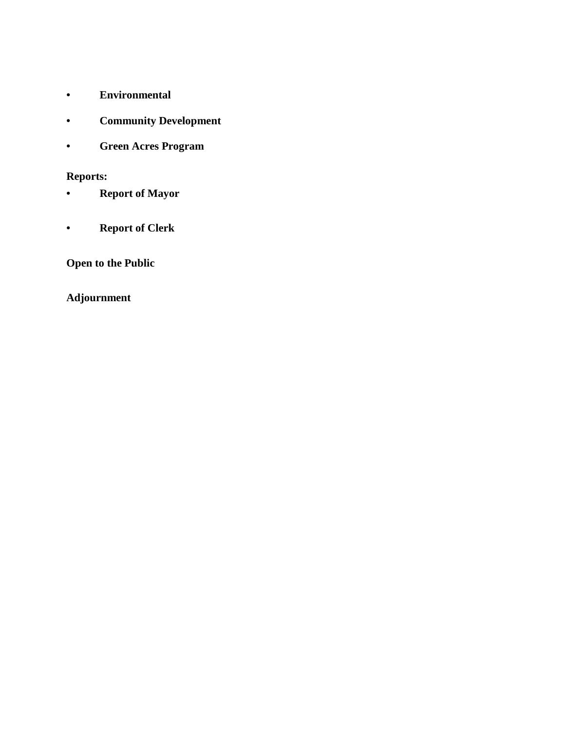- **Environmental**
- **Community Development**
- **Green Acres Program**

**Reports:**

- **Report of Mayor**
- **Report of Clerk**

**Open to the Public**

**Adjournment**